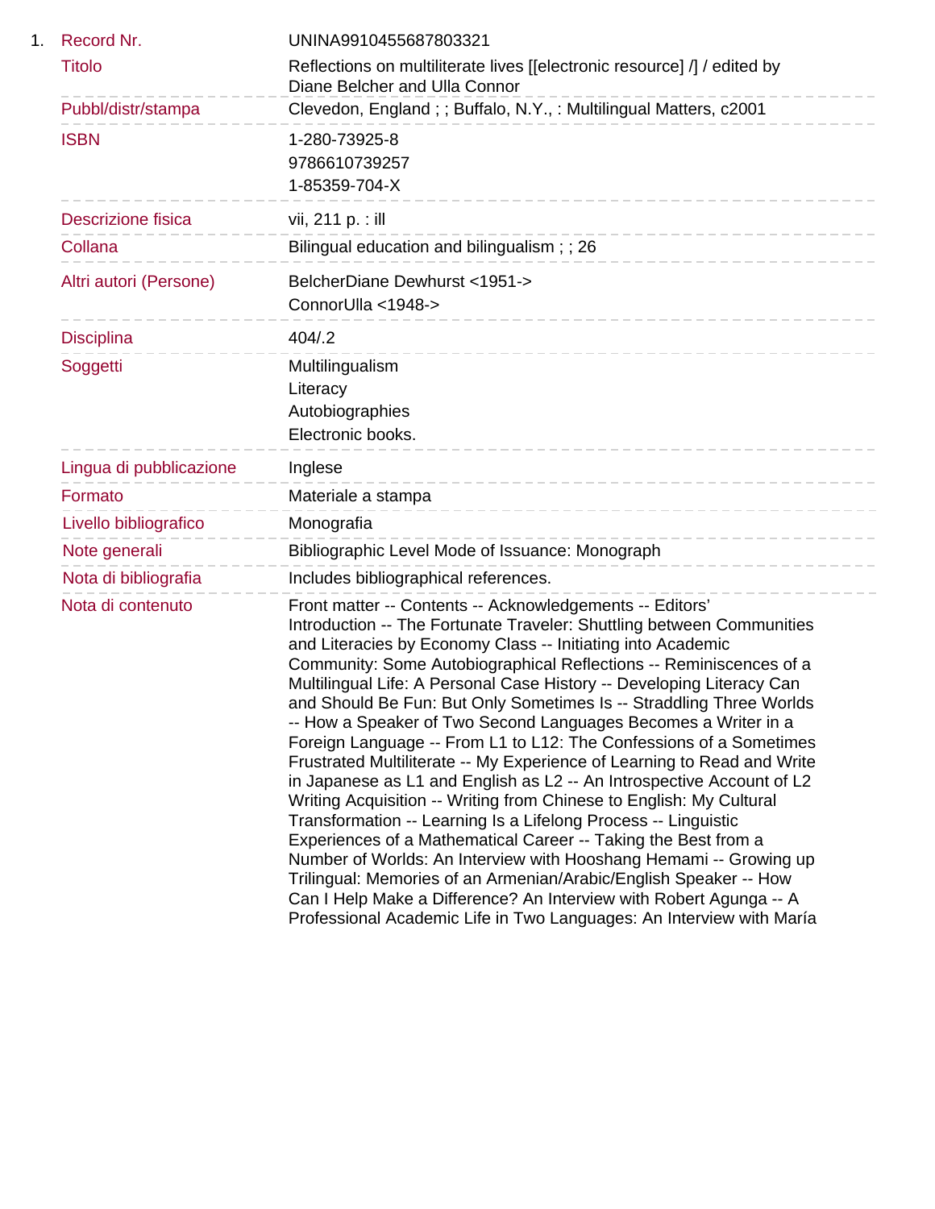1. **Record Nr.** UNINA9910455687803321

**Titolo**: Reflections on multiliterate lives [[electronic resource] /] / edited by Diane Belcher and Ulla Connor

**Pubbl/distr/stampa**: Clevedon, England ; ; Buffalo, N.Y., : Multilingual Matters, c2001

**ISBN**: 1-280-73925-8
9786610739257
1-85359-704-X

**Descrizione fisica**: vii, 211 p. : ill

**Collana**: Bilingual education and bilingualism ; ; 26

**Altri autori (Persone)**: BelcherDiane Dewhurst <1951->
ConnorUlla <1948->

**Disciplina**: 404/.2

**Soggetti**: Multilingualism
Literacy
Autobiographies
Electronic books.

**Lingua di pubblicazione**: Inglese

**Formato**: Materiale a stampa

**Livello bibliografico**: Monografia

**Note generali**: Bibliographic Level Mode of Issuance: Monograph

**Nota di bibliografia**: Includes bibliographical references.

**Nota di contenuto**: Front matter -- Contents -- Acknowledgements -- Editors' Introduction -- The Fortunate Traveler: Shuttling between Communities and Literacies by Economy Class -- Initiating into Academic Community: Some Autobiographical Reflections -- Reminiscences of a Multilingual Life: A Personal Case History -- Developing Literacy Can and Should Be Fun: But Only Sometimes Is -- Straddling Three Worlds -- How a Speaker of Two Second Languages Becomes a Writer in a Foreign Language -- From L1 to L12: The Confessions of a Sometimes Frustrated Multiliterate -- My Experience of Learning to Read and Write in Japanese as L1 and English as L2 -- An Introspective Account of L2 Writing Acquisition -- Writing from Chinese to English: My Cultural Transformation -- Learning Is a Lifelong Process -- Linguistic Experiences of a Mathematical Career -- Taking the Best from a Number of Worlds: An Interview with Hooshang Hemami -- Growing up Trilingual: Memories of an Armenian/Arabic/English Speaker -- How Can I Help Make a Difference? An Interview with Robert Agunga -- A Professional Academic Life in Two Languages: An Interview with María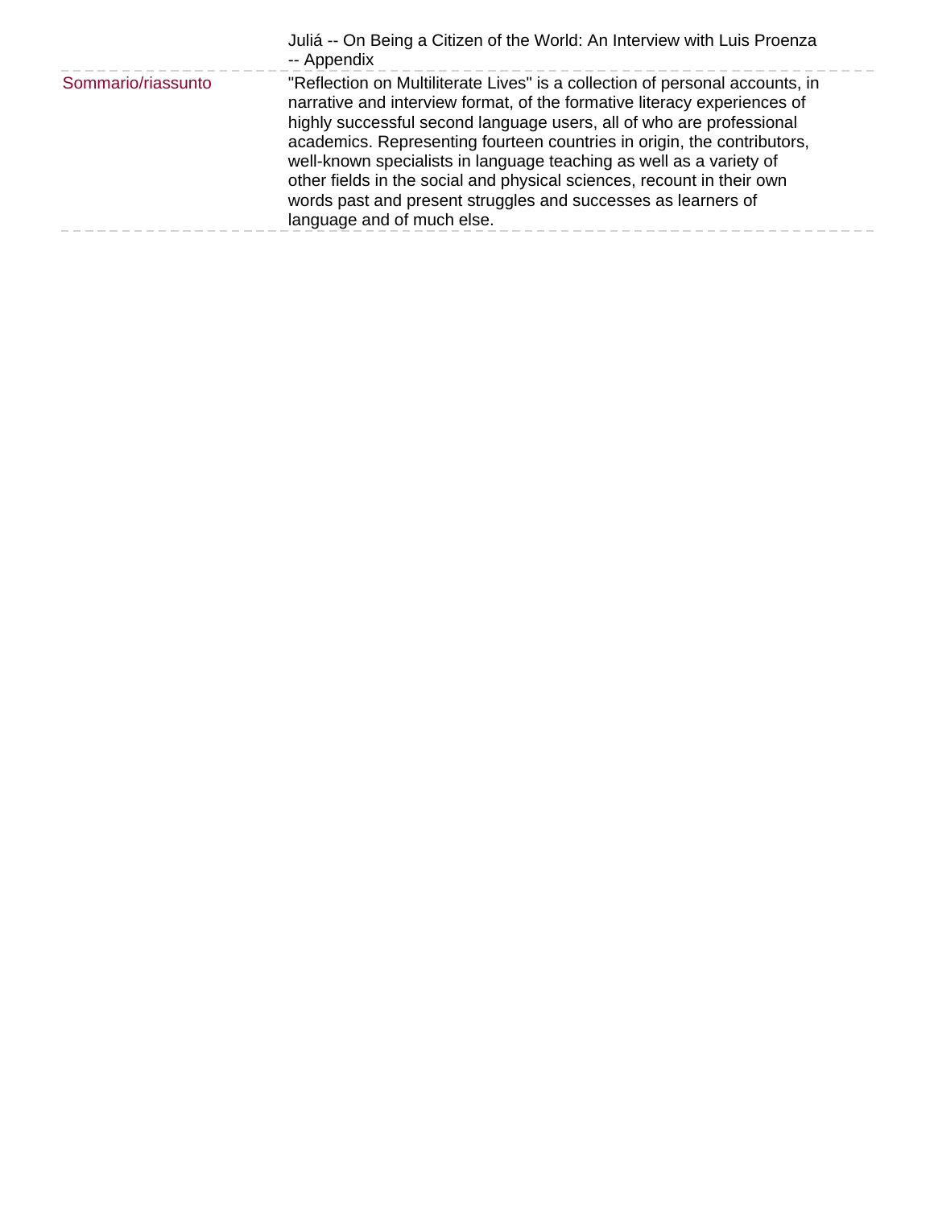| | |
|---|---|
| | Juliá -- On Being a Citizen of the World: An Interview with Luis Proenza -- Appendix |
| Sommario/riassunto | "Reflection on Multiliterate Lives" is a collection of personal accounts, in narrative and interview format, of the formative literacy experiences of highly successful second language users, all of who are professional academics. Representing fourteen countries in origin, the contributors, well-known specialists in language teaching as well as a variety of other fields in the social and physical sciences, recount in their own words past and present struggles and successes as learners of language and of much else. |